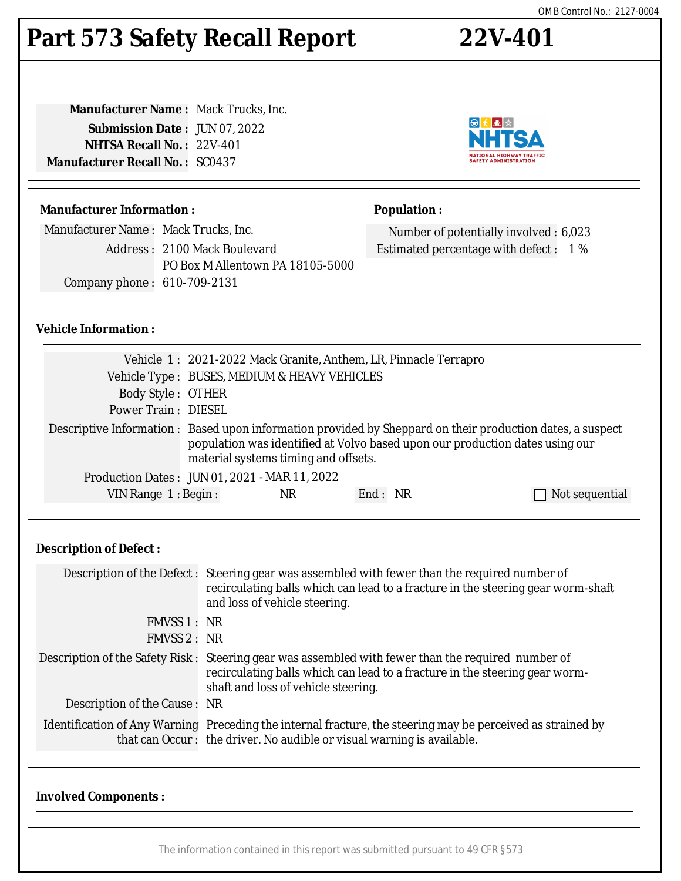OMB Control No.: 2127-0004

# Part 573 Safety Recall Report 22V-401

**Manufacturer Name :** Mack Trucks, Inc.
**Submission Date :** JUN 07, 2022
**NHTSA Recall No. :** 22V-401
**Manufacturer Recall No. :** SC0437

**Manufacturer Information :**

Manufacturer Name : Mack Trucks, Inc.
Address : 2100 Mack Boulevard
PO Box M Allentown PA 18105-5000
Company phone : 610-709-2131

**Population :**

Number of potentially involved : 6,023
Estimated percentage with defect : 1 %

**Vehicle Information :**

Vehicle 1 : 2021-2022 Mack Granite, Anthem, LR, Pinnacle Terrapro
Vehicle Type : BUSES, MEDIUM & HEAVY VEHICLES
Body Style : OTHER
Power Train : DIESEL
Descriptive Information : Based upon information provided by Sheppard on their production dates, a suspect population was identified at Volvo based upon our production dates using our material systems timing and offsets.
Production Dates : JUN 01, 2021 - MAR 11, 2022
VIN Range 1 : Begin : NR End : NR ☐ Not sequential

**Description of Defect :**

Description of the Defect : Steering gear was assembled with fewer than the required number of recirculating balls which can lead to a fracture in the steering gear worm-shaft and loss of vehicle steering.

FMVSS 1 : NR
FMVSS 2 : NR

Description of the Safety Risk : Steering gear was assembled with fewer than the required number of recirculating balls which can lead to a fracture in the steering gear worm-shaft and loss of vehicle steering.

Description of the Cause : NR

Identification of Any Warning that can Occur : Preceding the internal fracture, the steering may be perceived as strained by the driver. No audible or visual warning is available.

**Involved Components :**

The information contained in this report was submitted pursuant to 49 CFR §573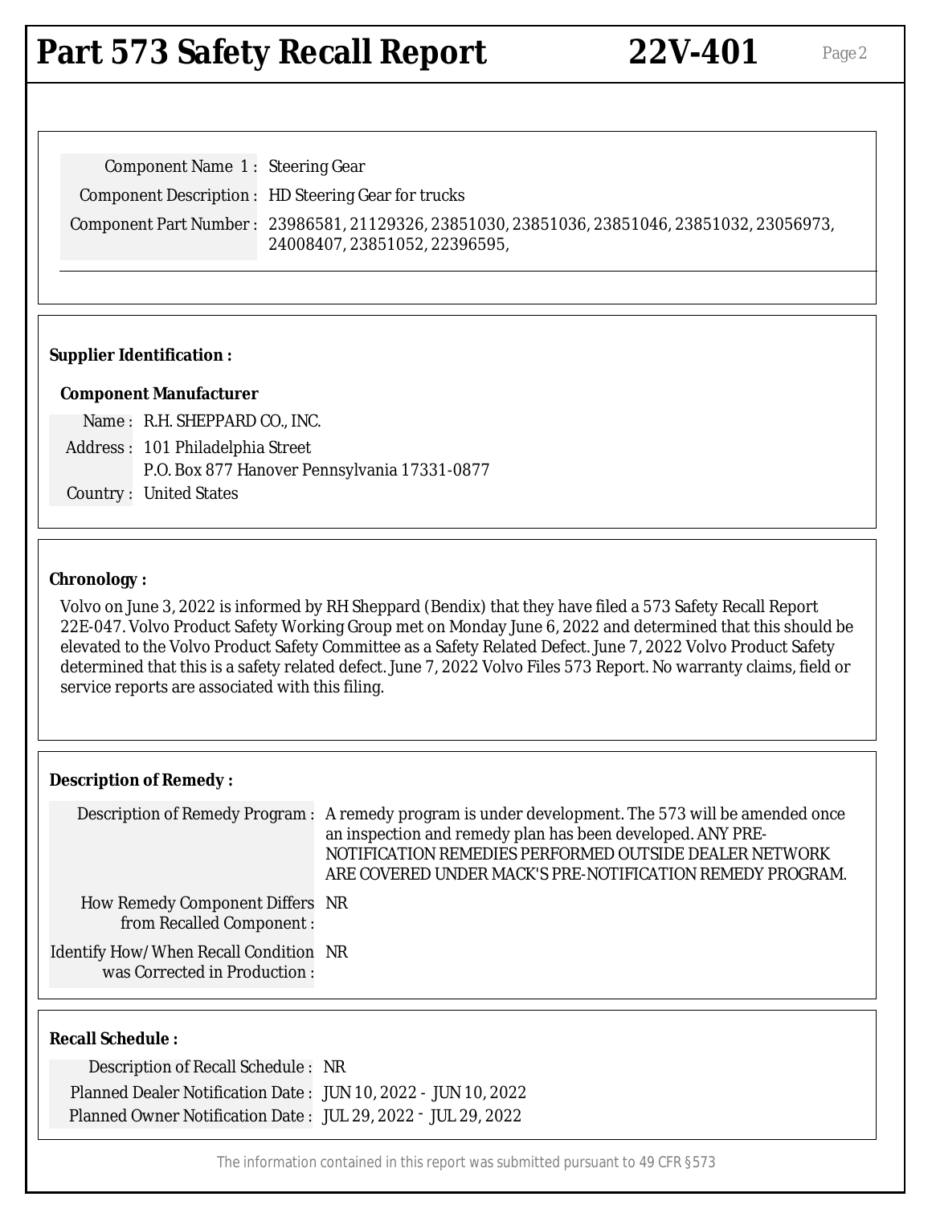| | |
|---|---|
| Component Name 1 : | Steering Gear |
| Component Description : | HD Steering Gear for trucks |
| Component Part Number : | 23986581, 21129326, 23851030, 23851036, 23851046, 23851032, 23056973, 24008407, 23851052, 22396595, |

**Supplier Identification :**

**Component Manufacturer**

| | |
|---|---|
| Name : | R.H. SHEPPARD CO., INC. |
| Address : | 101 Philadelphia Street<br>P.O. Box 877 Hanover Pennsylvania 17331-0877 |
| Country : | United States |

**Chronology :**

Volvo on June 3, 2022 is informed by RH Sheppard (Bendix) that they have filed a 573 Safety Recall Report 22E-047. Volvo Product Safety Working Group met on Monday June 6, 2022 and determined that this should be elevated to the Volvo Product Safety Committee as a Safety Related Defect. June 7, 2022 Volvo Product Safety determined that this is a safety related defect. June 7, 2022 Volvo Files 573 Report. No warranty claims, field or service reports are associated with this filing.

**Description of Remedy :**

| | |
|---|---|
| Description of Remedy Program : | A remedy program is under development. The 573 will be amended once an inspection and remedy plan has been developed. ANY PRE-NOTIFICATION REMEDIES PERFORMED OUTSIDE DEALER NETWORK ARE COVERED UNDER MACK'S PRE-NOTIFICATION REMEDY PROGRAM. |
| How Remedy Component Differs from Recalled Component : | NR |
| Identify How/When Recall Condition was Corrected in Production : | NR |

**Recall Schedule :**

| | |
|---|---|
| Description of Recall Schedule : | NR |
| Planned Dealer Notification Date : | JUN 10, 2022 - JUN 10, 2022 |
| Planned Owner Notification Date : | JUL 29, 2022 - JUL 29, 2022 |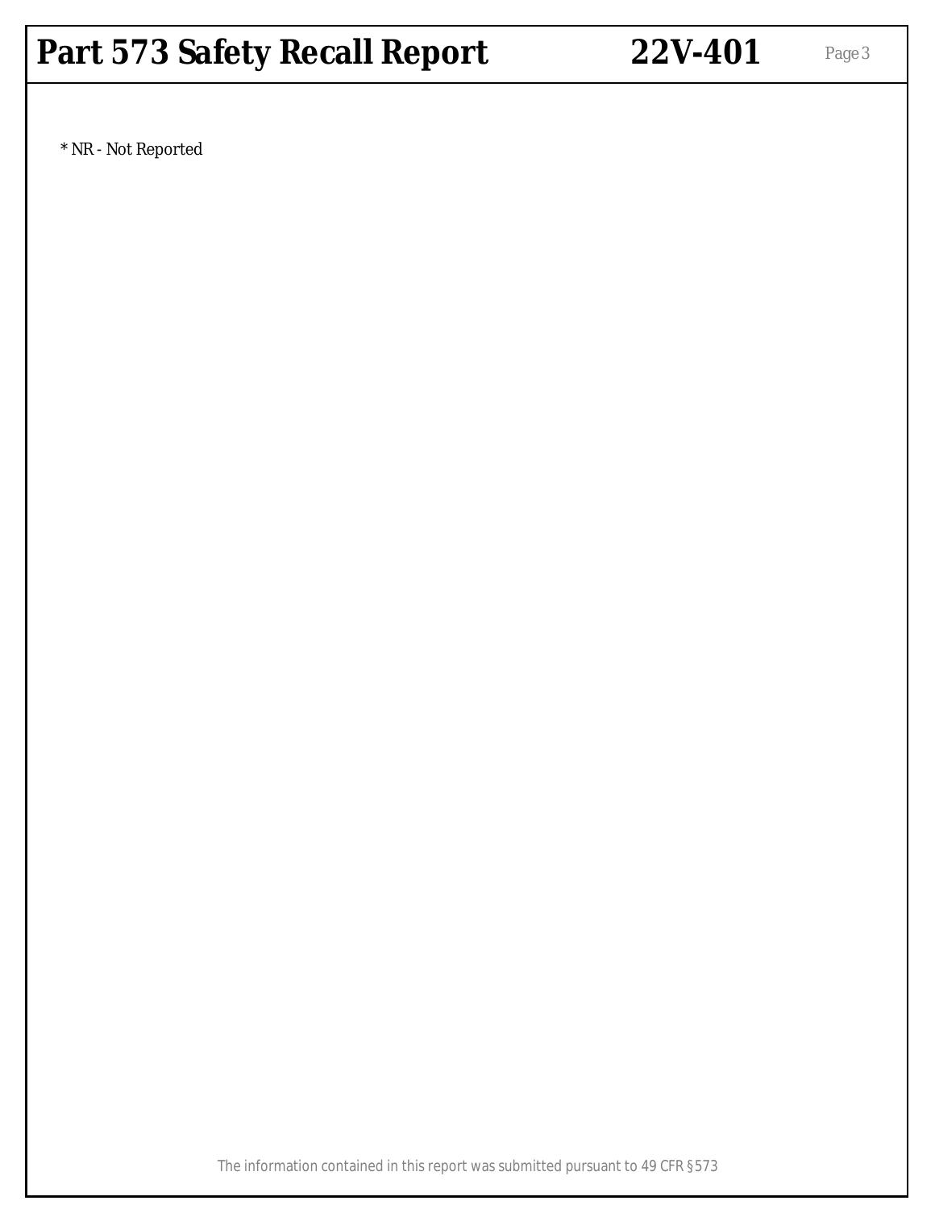* NR - Not Reported